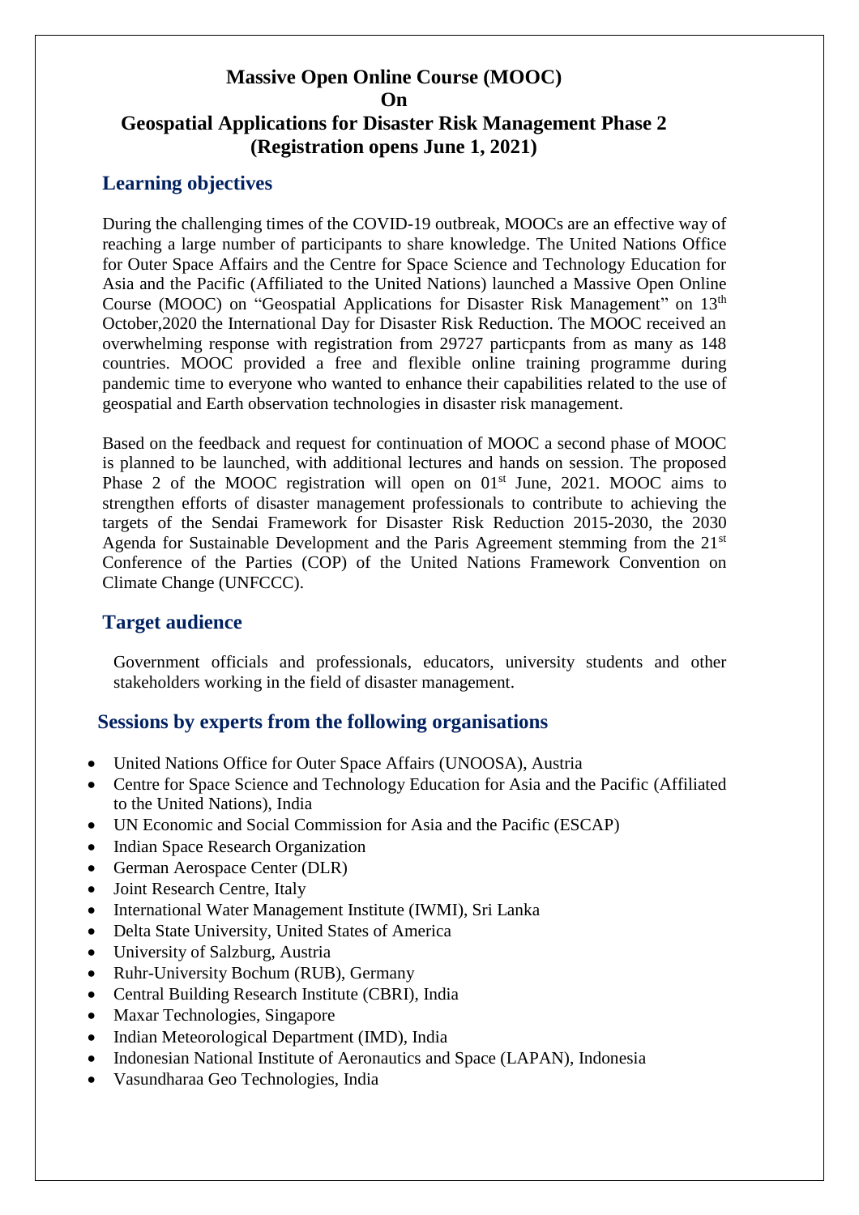# Massive Open Online Course (MOOC) On Geospatial Applications for Disaster Risk Management Phase 2 (Registration opens June 1, 2021)

## Learning objectives

During the challenging times of the COVID-19 outbreak, MOOCs are an effective way of reaching a large number of participants to share knowledge. The United Nations Office for Outer Space Affairs and the Centre for Space Science and Technology Education for Asia and the Pacific (Affiliated to the United Nations) launched a Massive Open Online Course (MOOC) on "Geospatial Applications for Disaster Risk Management" on 13th October,2020 the International Day for Disaster Risk Reduction. The MOOC received an overwhelming response with registration from 29727 particpants from as many as 148 countries. MOOC provided a free and flexible online training programme during pandemic time to everyone who wanted to enhance their capabilities related to the use of geospatial and Earth observation technologies in disaster risk management.

Based on the feedback and request for continuation of MOOC a second phase of MOOC is planned to be launched, with additional lectures and hands on session. The proposed Phase 2 of the MOOC registration will open on 01st June, 2021. MOOC aims to strengthen efforts of disaster management professionals to contribute to achieving the targets of the Sendai Framework for Disaster Risk Reduction 2015-2030, the 2030 Agenda for Sustainable Development and the Paris Agreement stemming from the 21st Conference of the Parties (COP) of the United Nations Framework Convention on Climate Change (UNFCCC).

## Target audience

Government officials and professionals, educators, university students and other stakeholders working in the field of disaster management.

## Sessions by experts from the following organisations

- United Nations Office for Outer Space Affairs (UNOOSA), Austria
- Centre for Space Science and Technology Education for Asia and the Pacific (Affiliated to the United Nations), India
- UN Economic and Social Commission for Asia and the Pacific (ESCAP)
- Indian Space Research Organization
- German Aerospace Center (DLR)
- Joint Research Centre, Italy
- International Water Management Institute (IWMI), Sri Lanka
- Delta State University, United States of America
- University of Salzburg, Austria
- Ruhr-University Bochum (RUB), Germany
- Central Building Research Institute (CBRI), India
- Maxar Technologies, Singapore
- Indian Meteorological Department (IMD), India
- Indonesian National Institute of Aeronautics and Space (LAPAN), Indonesia
- Vasundharaa Geo Technologies, India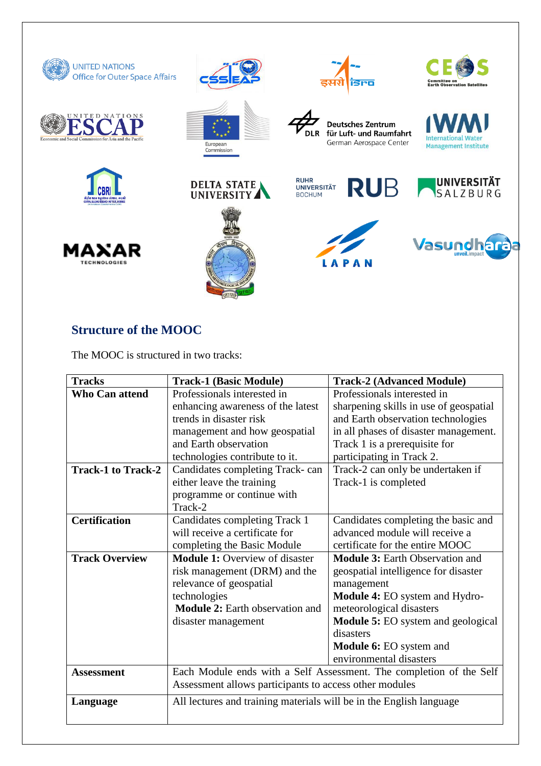## Structure of the MOOC

The MOOC is structured in two tracks:

| Tracks | Track-1 (Basic Module) | Track-2 (Advanced Module) |
|---|---|---|
| **Who Can attend** | Professionals interested in enhancing awareness of the latest trends in disaster risk management and how geospatial and Earth observation technologies contribute to it. | Professionals interested in sharpening skills in use of geospatial and Earth observation technologies in all phases of disaster management. Track 1 is a prerequisite for participating in Track 2. |
| **Track-1 to Track-2** | Candidates completing Track- can either leave the training programme or continue with Track-2 | Track-2 can only be undertaken if Track-1 is completed |
| **Certification** | Candidates completing Track 1 will receive a certificate for completing the Basic Module | Candidates completing the basic and advanced module will receive a certificate for the entire MOOC |
| **Track Overview** | **Module 1:** Overview of disaster risk management (DRM) and the relevance of geospatial technologies<br>**Module 2:** Earth observation and disaster management | **Module 3:** Earth Observation and geospatial intelligence for disaster management<br>**Module 4:** EO system and Hydro-meteorological disasters<br>**Module 5:** EO system and geological disasters<br>**Module 6:** EO system and environmental disasters |
| **Assessment** | Each Module ends with a Self Assessment. The completion of the Self Assessment allows participants to access other modules | |
| **Language** | All lectures and training materials will be in the English language | |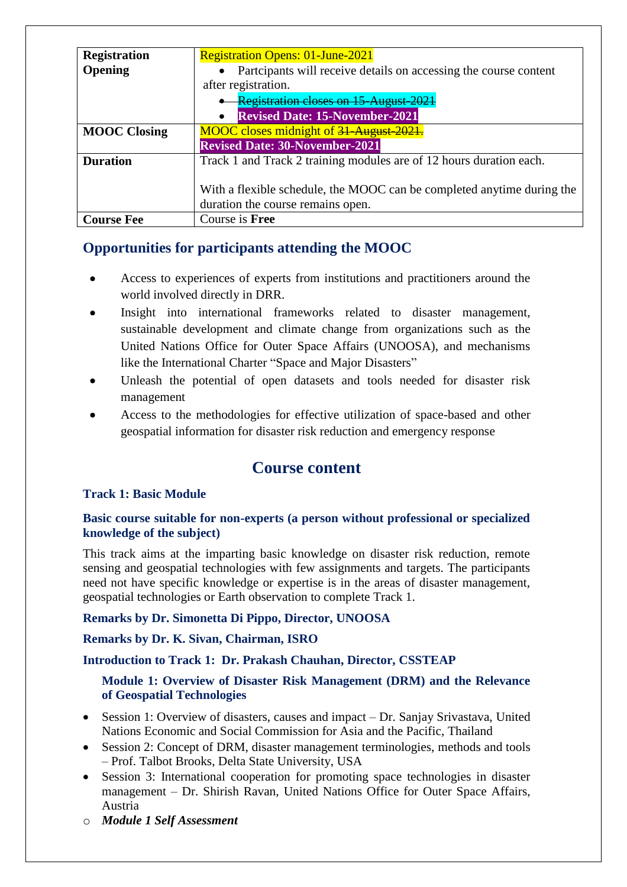| Registration Opening | Registration Opens: 01-June-2021<br>• Partcipants will receive details on accessing the course content after registration.<br>• ~~Registration closes on 15-August-2021~~<br>• **Revised Date: 15-November-2021** |
|---|---|
| **MOOC Closing** | MOOC closes midnight of ~~31-August-2021.~~<br>**Revised Date: 30-November-2021** |
| **Duration** | Track 1 and Track 2 training modules are of 12 hours duration each.<br><br>With a flexible schedule, the MOOC can be completed anytime during the duration the course remains open. |
| **Course Fee** | Course is **Free** |

## Opportunities for participants attending the MOOC

- Access to experiences of experts from institutions and practitioners around the world involved directly in DRR.
- Insight into international frameworks related to disaster management, sustainable development and climate change from organizations such as the United Nations Office for Outer Space Affairs (UNOOSA), and mechanisms like the International Charter "Space and Major Disasters"
- Unleash the potential of open datasets and tools needed for disaster risk management
- Access to the methodologies for effective utilization of space-based and other geospatial information for disaster risk reduction and emergency response

# Course content

### Track 1: Basic Module

### Basic course suitable for non-experts (a person without professional or specialized knowledge of the subject)

This track aims at the imparting basic knowledge on disaster risk reduction, remote sensing and geospatial technologies with few assignments and targets. The participants need not have specific knowledge or expertise is in the areas of disaster management, geospatial technologies or Earth observation to complete Track 1.

**Remarks by Dr. Simonetta Di Pippo, Director, UNOOSA**

**Remarks by Dr. K. Sivan, Chairman, ISRO**

**Introduction to Track 1: Dr. Prakash Chauhan, Director, CSSTEAP**

#### Module 1: Overview of Disaster Risk Management (DRM) and the Relevance of Geospatial Technologies

- Session 1: Overview of disasters, causes and impact – Dr. Sanjay Srivastava, United Nations Economic and Social Commission for Asia and the Pacific, Thailand
- Session 2: Concept of DRM, disaster management terminologies, methods and tools – Prof. Talbot Brooks, Delta State University, USA
- Session 3: International cooperation for promoting space technologies in disaster management – Dr. Shirish Ravan, United Nations Office for Outer Space Affairs, Austria
    - ***Module 1 Self Assessment***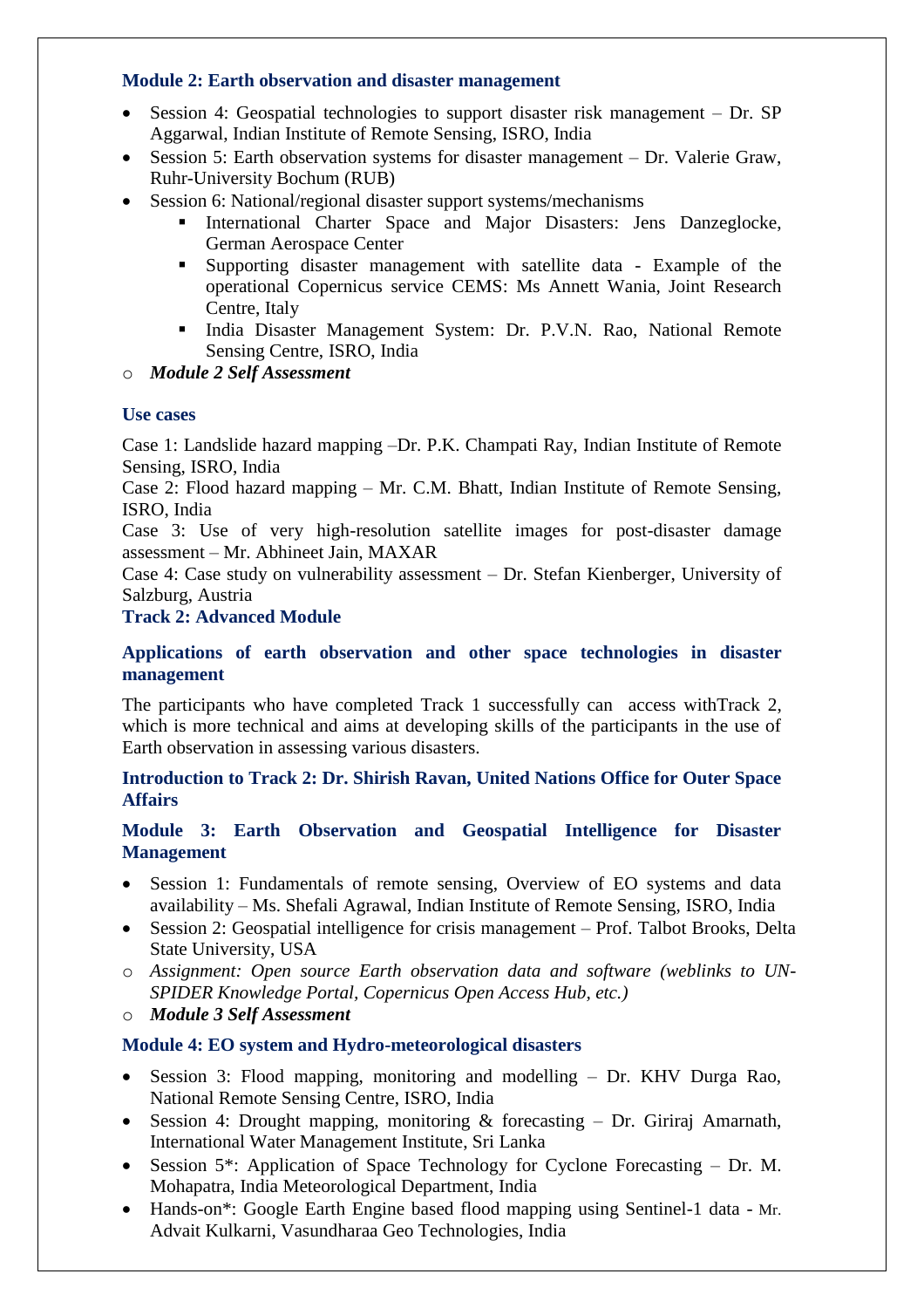### Module 2: Earth observation and disaster management

- Session 4: Geospatial technologies to support disaster risk management – Dr. SP Aggarwal, Indian Institute of Remote Sensing, ISRO, India
- Session 5: Earth observation systems for disaster management – Dr. Valerie Graw, Ruhr-University Bochum (RUB)
- Session 6: National/regional disaster support systems/mechanisms
  - International Charter Space and Major Disasters: Jens Danzeglocke, German Aerospace Center
  - Supporting disaster management with satellite data - Example of the operational Copernicus service CEMS: Ms Annett Wania, Joint Research Centre, Italy
  - India Disaster Management System: Dr. P.V.N. Rao, National Remote Sensing Centre, ISRO, India
- ***Module 2 Self Assessment***

### Use cases

Case 1: Landslide hazard mapping –Dr. P.K. Champati Ray, Indian Institute of Remote Sensing, ISRO, India

Case 2: Flood hazard mapping – Mr. C.M. Bhatt, Indian Institute of Remote Sensing, ISRO, India

Case 3: Use of very high-resolution satellite images for post-disaster damage assessment – Mr. Abhineet Jain, MAXAR

Case 4: Case study on vulnerability assessment – Dr. Stefan Kienberger, University of Salzburg, Austria

## Track 2: Advanced Module

### Applications of earth observation and other space technologies in disaster management

The participants who have completed Track 1 successfully can access withTrack 2, which is more technical and aims at developing skills of the participants in the use of Earth observation in assessing various disasters.

### Introduction to Track 2: Dr. Shirish Ravan, United Nations Office for Outer Space Affairs

### Module 3: Earth Observation and Geospatial Intelligence for Disaster Management

- Session 1: Fundamentals of remote sensing, Overview of EO systems and data availability – Ms. Shefali Agrawal, Indian Institute of Remote Sensing, ISRO, India
- Session 2: Geospatial intelligence for crisis management – Prof. Talbot Brooks, Delta State University, USA
- *Assignment: Open source Earth observation data and software (weblinks to UN-SPIDER Knowledge Portal, Copernicus Open Access Hub, etc.)*
- ***Module 3 Self Assessment***

### Module 4: EO system and Hydro-meteorological disasters

- Session 3: Flood mapping, monitoring and modelling – Dr. KHV Durga Rao, National Remote Sensing Centre, ISRO, India
- Session 4: Drought mapping, monitoring & forecasting – Dr. Giriraj Amarnath, International Water Management Institute, Sri Lanka
- Session 5*: Application of Space Technology for Cyclone Forecasting – Dr. M. Mohapatra, India Meteorological Department, India
- Hands-on*: Google Earth Engine based flood mapping using Sentinel-1 data - Mr. Advait Kulkarni, Vasundharaa Geo Technologies, India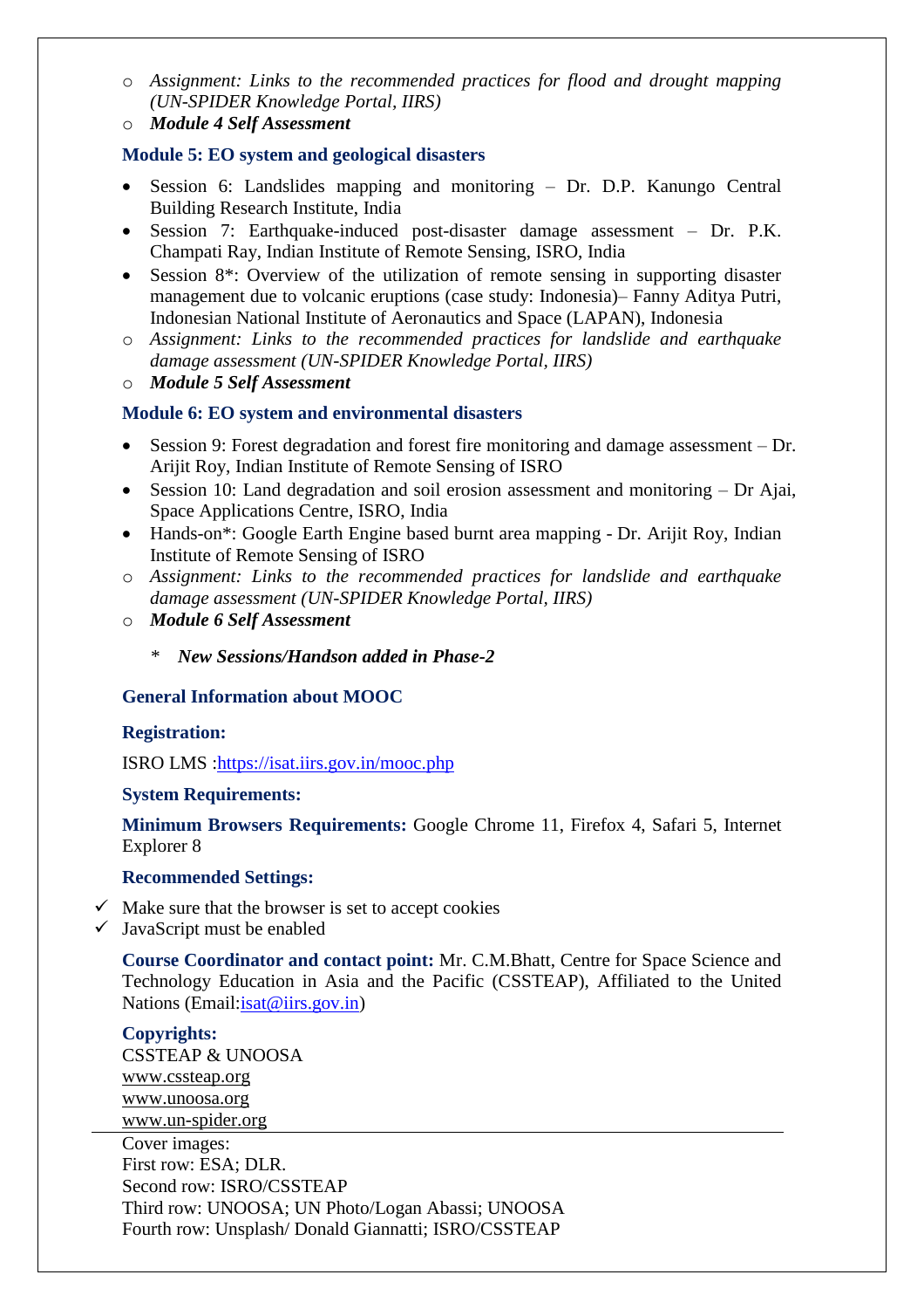- *Assignment: Links to the recommended practices for flood and drought mapping (UN-SPIDER Knowledge Portal, IIRS)*
- ***Module 4 Self Assessment***

### Module 5: EO system and geological disasters

- Session 6: Landslides mapping and monitoring – Dr. D.P. Kanungo Central Building Research Institute, India
- Session 7: Earthquake-induced post-disaster damage assessment – Dr. P.K. Champati Ray, Indian Institute of Remote Sensing, ISRO, India
- Session 8*: Overview of the utilization of remote sensing in supporting disaster management due to volcanic eruptions (case study: Indonesia)– Fanny Aditya Putri, Indonesian National Institute of Aeronautics and Space (LAPAN), Indonesia
- *Assignment: Links to the recommended practices for landslide and earthquake damage assessment (UN-SPIDER Knowledge Portal, IIRS)*
- ***Module 5 Self Assessment***

### Module 6: EO system and environmental disasters

- Session 9: Forest degradation and forest fire monitoring and damage assessment – Dr. Arijit Roy, Indian Institute of Remote Sensing of ISRO
- Session 10: Land degradation and soil erosion assessment and monitoring – Dr Ajai, Space Applications Centre, ISRO, India
- Hands-on*: Google Earth Engine based burnt area mapping - Dr. Arijit Roy, Indian Institute of Remote Sensing of ISRO
- *Assignment: Links to the recommended practices for landslide and earthquake damage assessment (UN-SPIDER Knowledge Portal, IIRS)*
- ***Module 6 Self Assessment***

  \* ***New Sessions/Handson added in Phase-2***

### General Information about MOOC

**Registration:**

ISRO LMS :https://isat.iirs.gov.in/mooc.php

**System Requirements:**

**Minimum Browsers Requirements:** Google Chrome 11, Firefox 4, Safari 5, Internet Explorer 8

**Recommended Settings:**

- ✓ Make sure that the browser is set to accept cookies
- ✓ JavaScript must be enabled

**Course Coordinator and contact point:** Mr. C.M.Bhatt, Centre for Space Science and Technology Education in Asia and the Pacific (CSSTEAP), Affiliated to the United Nations (Email:isat@iirs.gov.in)

**Copyrights:**
CSSTEAP & UNOOSA
www.cssteap.org
www.unoosa.org
www.un-spider.org

---

Cover images:
First row: ESA; DLR.
Second row: ISRO/CSSTEAP
Third row: UNOOSA; UN Photo/Logan Abassi; UNOOSA
Fourth row: Unsplash/ Donald Giannatti; ISRO/CSSTEAP